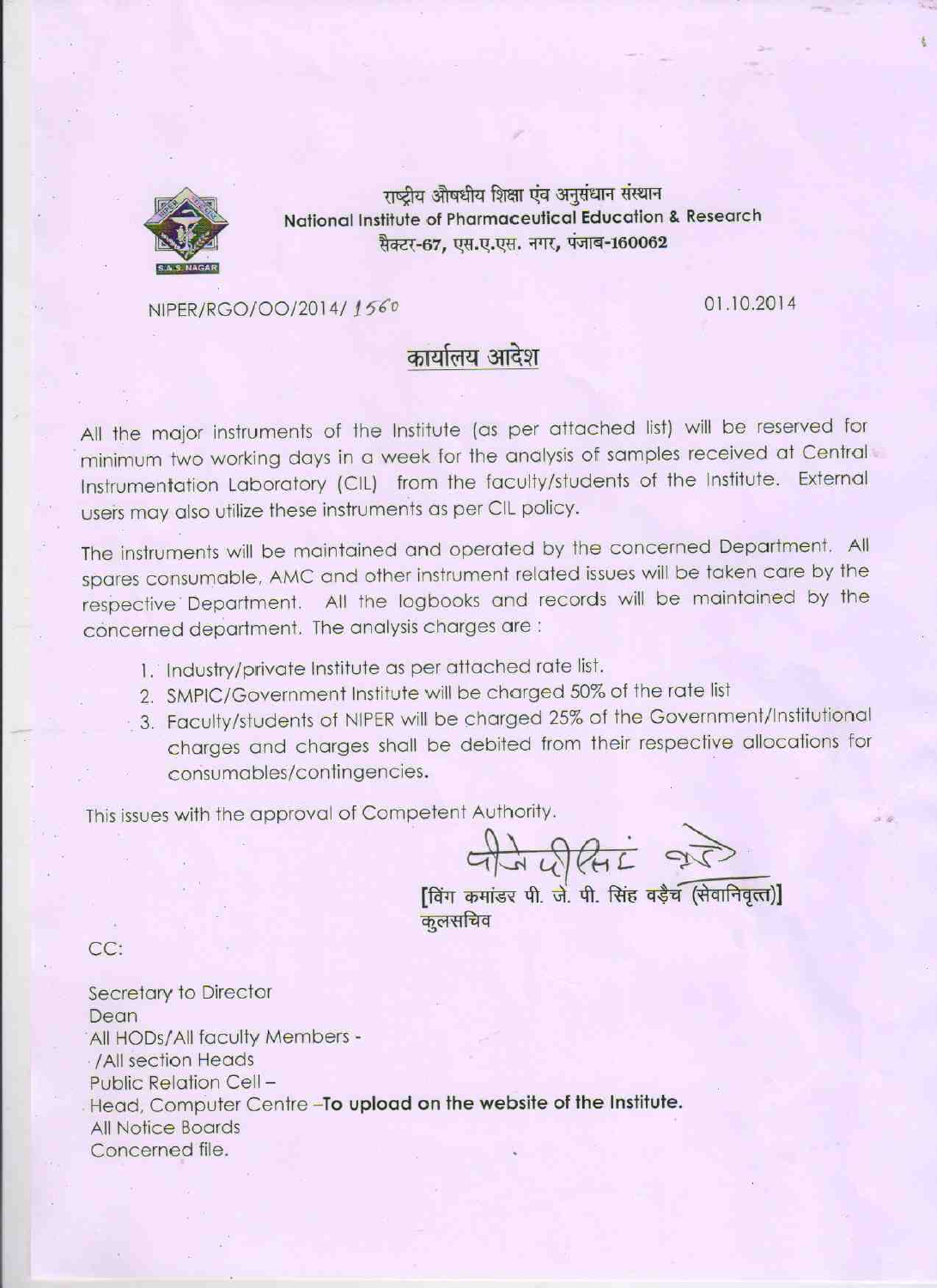राष्ट्रीय औषधीय शिक्षा एंव अनुसंधान संस्थान
**National Institute of Pharmaceutical Education & Research**
सैक्टर-67, एस.ए.एस. नगर, पंजाब-160062

NIPER/RGO/OO/2014/ 1560 | 01.10.2014

## कार्यालय आदेश

All the major instruments of the Institute (as per attached list) will be reserved for minimum two working days in a week for the analysis of samples received at Central Instrumentation Laboratory (CIL) from the faculty/students of the Institute. External users may also utilize these instruments as per CIL policy.

The instruments will be maintained and operated by the concerned Department. All spares consumable, AMC and other instrument related issues will be taken care by the respective Department. All the logbooks and records will be maintained by the concerned department. The analysis charges are :

1. Industry/private Institute as per attached rate list.
2. SMPIC/Government Institute will be charged 50% of the rate list
3. Faculty/students of NIPER will be charged 25% of the Government/Institutional charges and charges shall be debited from their respective allocations for consumables/contingencies.

This issues with the approval of Competent Authority.

[विंग कमांडर पी. जे. पी. सिंह वड़ैच (सेवानिवृत्त)]
कुलसचिव

CC:

Secretary to Director
Dean
All HODs/All faculty Members -
/All section Heads
Public Relation Cell –
Head, Computer Centre –**To upload on the website of the Institute.**
All Notice Boards
Concerned file.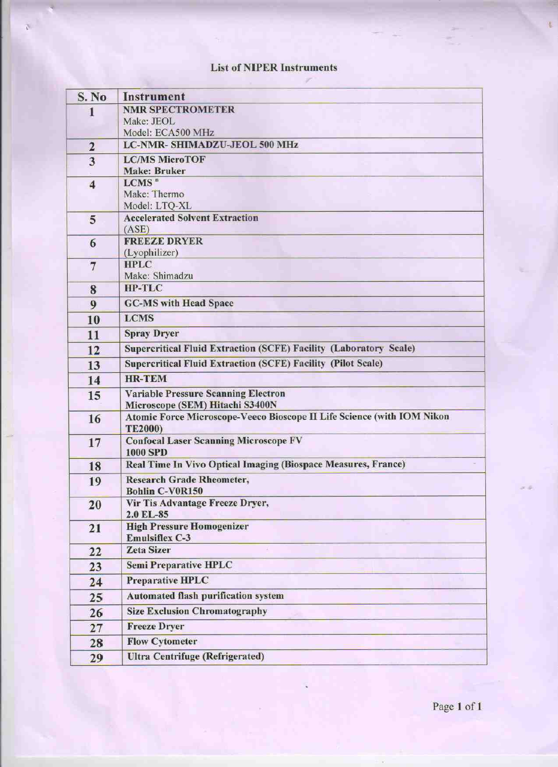# List of NIPER Instruments

| S. No | Instrument |
|---|---|
| 1 | **NMR SPECTROMETER**<br>Make: JEOL<br>Model: ECA500 MHz |
| 2 | **LC-NMR- SHIMADZU-JEOL 500 MHz** |
| 3 | **LC/MS MicroTOF**<br>**Make: Bruker** |
| 4 | **LCMS** ⁿ<br>Make: Thermo<br>Model: LTQ-XL |
| 5 | **Accelerated Solvent Extraction**<br>(ASE) |
| 6 | **FREEZE DRYER**<br>(Lyophilizer) |
| 7 | **HPLC**<br>Make: Shimadzu |
| 8 | **HP-TLC** |
| 9 | **GC-MS with Head Space** |
| 10 | **LCMS** |
| 11 | **Spray Dryer** |
| 12 | **Supercritical Fluid Extraction (SCFE) Facility (Laboratory Scale)** |
| 13 | **Supercritical Fluid Extraction (SCFE) Facility (Pilot Scale)** |
| 14 | **HR-TEM** |
| 15 | **Variable Pressure Scanning Electron Microscope (SEM) Hitachi S3400N** |
| 16 | **Atomic Force Microscope-Veeco Bioscope II Life Science (with IOM Nikon TE2000)** |
| 17 | **Confocal Laser Scanning Microscope FV 1000 SPD** |
| 18 | **Real Time In Vivo Optical Imaging (Biospace Measures, France)** |
| 19 | **Research Grade Rheometer,**<br>**Bohlin C-V0R150** |
| 20 | **Vir Tis Advantage Freeze Dryer,**<br>**2.0 EL-85** |
| 21 | **High Pressure Homogenizer**<br>**Emulsiflex C-3** |
| 22 | **Zeta Sizer** |
| 23 | **Semi Preparative HPLC** |
| 24 | **Preparative HPLC** |
| 25 | **Automated flash purification system** |
| 26 | **Size Exclusion Chromatography** |
| 27 | **Freeze Dryer** |
| 28 | **Flow Cytometer** |
| 29 | **Ultra Centrifuge (Refrigerated)** |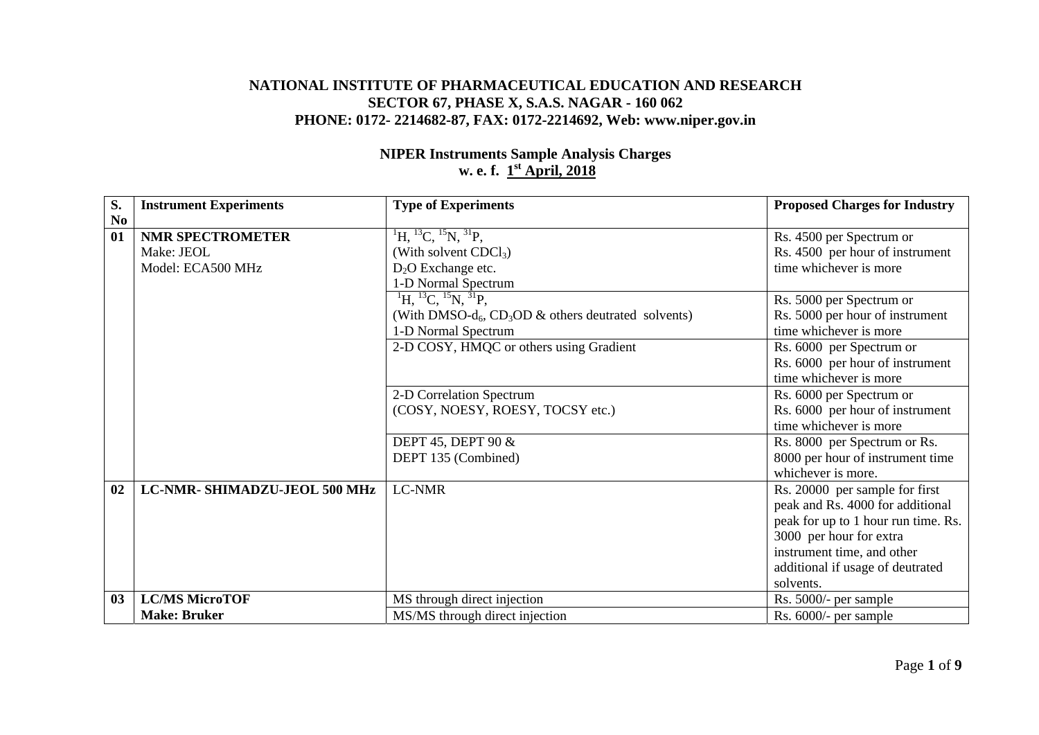**NATIONAL INSTITUTE OF PHARMACEUTICAL EDUCATION AND RESEARCH**
**SECTOR 67, PHASE X, S.A.S. NAGAR - 160 062**
**PHONE: 0172- 2214682-87, FAX: 0172-2214692, Web: www.niper.gov.in**

## NIPER Instruments Sample Analysis Charges
## w. e. f. 1st April, 2018

| S. No | Instrument Experiments | Type of Experiments | Proposed Charges for Industry |
|---|---|---|---|
| 01 | **NMR SPECTROMETER** Make: JEOL Model: ECA500 MHz | $^{1}H$, $^{13}C$, $^{15}N$, $^{31}P$, (With solvent $CDCl_3$) $D_2O$ Exchange etc. 1-D Normal Spectrum | Rs. 4500 per Spectrum or Rs. 4500 per hour of instrument time whichever is more |
| | | $^{1}H$, $^{13}C$, $^{15}N$, $^{31}P$, (With DMSO-$d_6$, $CD_3OD$ & others deutrated solvents) 1-D Normal Spectrum | Rs. 5000 per Spectrum or Rs. 5000 per hour of instrument time whichever is more |
| | | 2-D COSY, HMQC or others using Gradient | Rs. 6000 per Spectrum or Rs. 6000 per hour of instrument time whichever is more |
| | | 2-D Correlation Spectrum (COSY, NOESY, ROESY, TOCSY etc.) | Rs. 6000 per Spectrum or Rs. 6000 per hour of instrument time whichever is more |
| | | DEPT 45, DEPT 90 & DEPT 135 (Combined) | Rs. 8000 per Spectrum or Rs. 8000 per hour of instrument time whichever is more. |
| 02 | **LC-NMR- SHIMADZU-JEOL 500 MHz** | LC-NMR | Rs. 20000 per sample for first peak and Rs. 4000 for additional peak for up to 1 hour run time. Rs. 3000 per hour for extra instrument time, and other additional if usage of deutrated solvents. |
| 03 | **LC/MS MicroTOF** **Make: Bruker** | MS through direct injection | Rs. 5000/- per sample |
| | | MS/MS through direct injection | Rs. 6000/- per sample |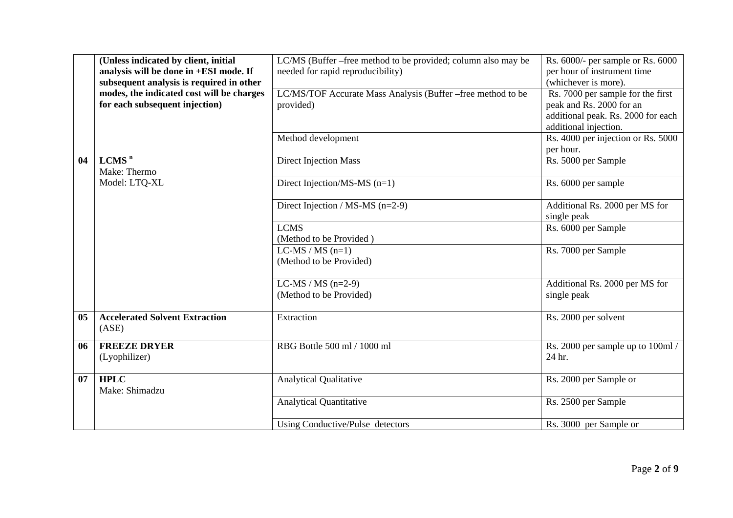|  |  |  |  |
|---|---|---|---|
|  | **(Unless indicated by client, initial analysis will be done in +ESI mode. If subsequent analysis is required in other modes, the indicated cost will be charges for each subsequent injection)** | LC/MS (Buffer –free method to be provided; column also may be needed for rapid reproducibility) | Rs. 6000/- per sample or Rs. 6000 per hour of instrument time (whichever is more). |
|  |  | LC/MS/TOF Accurate Mass Analysis (Buffer –free method to be provided) | Rs. 7000 per sample for the first peak and Rs. 2000 for an additional peak. Rs. 2000 for each additional injection. |
|  |  | Method development | Rs. 4000 per injection or Rs. 5000 per hour. |
| **04** | **LCMS $^{n}$** Make: Thermo Model: LTQ-XL | Direct Injection Mass | Rs. 5000 per Sample |
|  |  | Direct Injection/MS-MS (n=1) | Rs. 6000 per sample |
|  |  | Direct Injection / MS-MS (n=2-9) | Additional Rs. 2000 per MS for single peak |
|  |  | LCMS (Method to be Provided ) | Rs. 6000 per Sample |
|  |  | LC-MS / MS (n=1) (Method to be Provided) | Rs. 7000 per Sample |
|  |  | LC-MS / MS (n=2-9) (Method to be Provided) | Additional Rs. 2000 per MS for single peak |
| **05** | **Accelerated Solvent Extraction** (ASE) | Extraction | Rs. 2000 per solvent |
| **06** | **FREEZE DRYER** (Lyophilizer) | RBG Bottle 500 ml / 1000 ml | Rs. 2000 per sample up to 100ml / 24 hr. |
| **07** | **HPLC** Make: Shimadzu | Analytical Qualitative | Rs. 2000 per Sample or |
|  |  | Analytical Quantitative | Rs. 2500 per Sample |
|  |  | Using Conductive/Pulse detectors | Rs. 3000 per Sample or |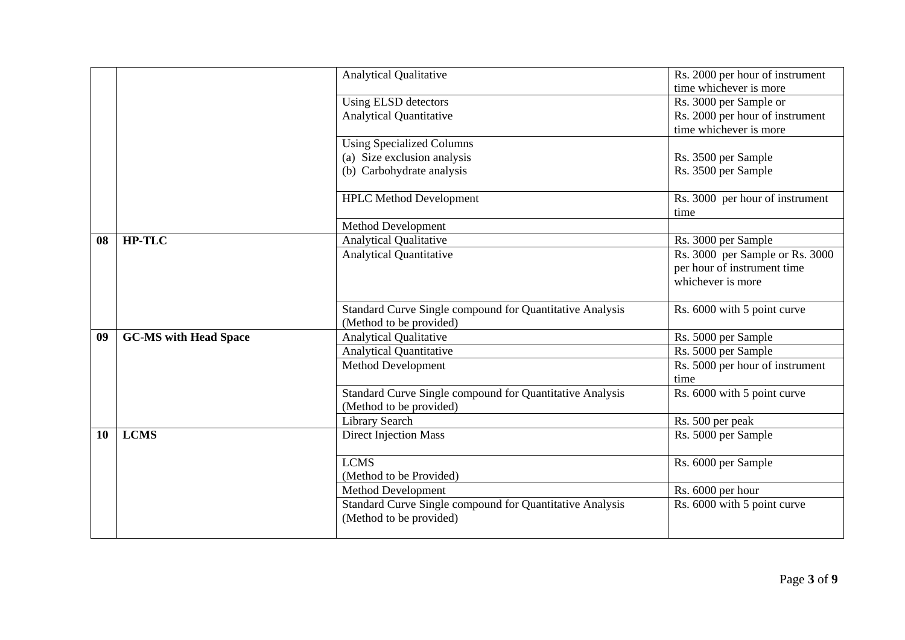| | | | |
|---|---|---|---|
| | | Analytical Qualitative | Rs. 2000 per hour of instrument time whichever is more |
| | | Using ELSD detectors<br>Analytical Quantitative | Rs. 3000 per Sample or<br>Rs. 2000 per hour of instrument time whichever is more |
| | | Using Specialized Columns<br>(a) Size exclusion analysis<br>(b) Carbohydrate analysis | <br>Rs. 3500 per Sample<br>Rs. 3500 per Sample |
| | | HPLC Method Development | Rs. 3000 per hour of instrument time |
| | | Method Development | |
| **08** | **HP-TLC** | Analytical Qualitative | Rs. 3000 per Sample |
| | | Analytical Quantitative | Rs. 3000 per Sample or Rs. 3000 per hour of instrument time whichever is more |
| | | Standard Curve Single compound for Quantitative Analysis (Method to be provided) | Rs. 6000 with 5 point curve |
| **09** | **GC-MS with Head Space** | Analytical Qualitative | Rs. 5000 per Sample |
| | | Analytical Quantitative | Rs. 5000 per Sample |
| | | Method Development | Rs. 5000 per hour of instrument time |
| | | Standard Curve Single compound for Quantitative Analysis (Method to be provided) | Rs. 6000 with 5 point curve |
| | | Library Search | Rs. 500 per peak |
| **10** | **LCMS** | Direct Injection Mass | Rs. 5000 per Sample |
| | | LCMS<br>(Method to be Provided) | Rs. 6000 per Sample |
| | | Method Development | Rs. 6000 per hour |
| | | Standard Curve Single compound for Quantitative Analysis (Method to be provided) | Rs. 6000 with 5 point curve |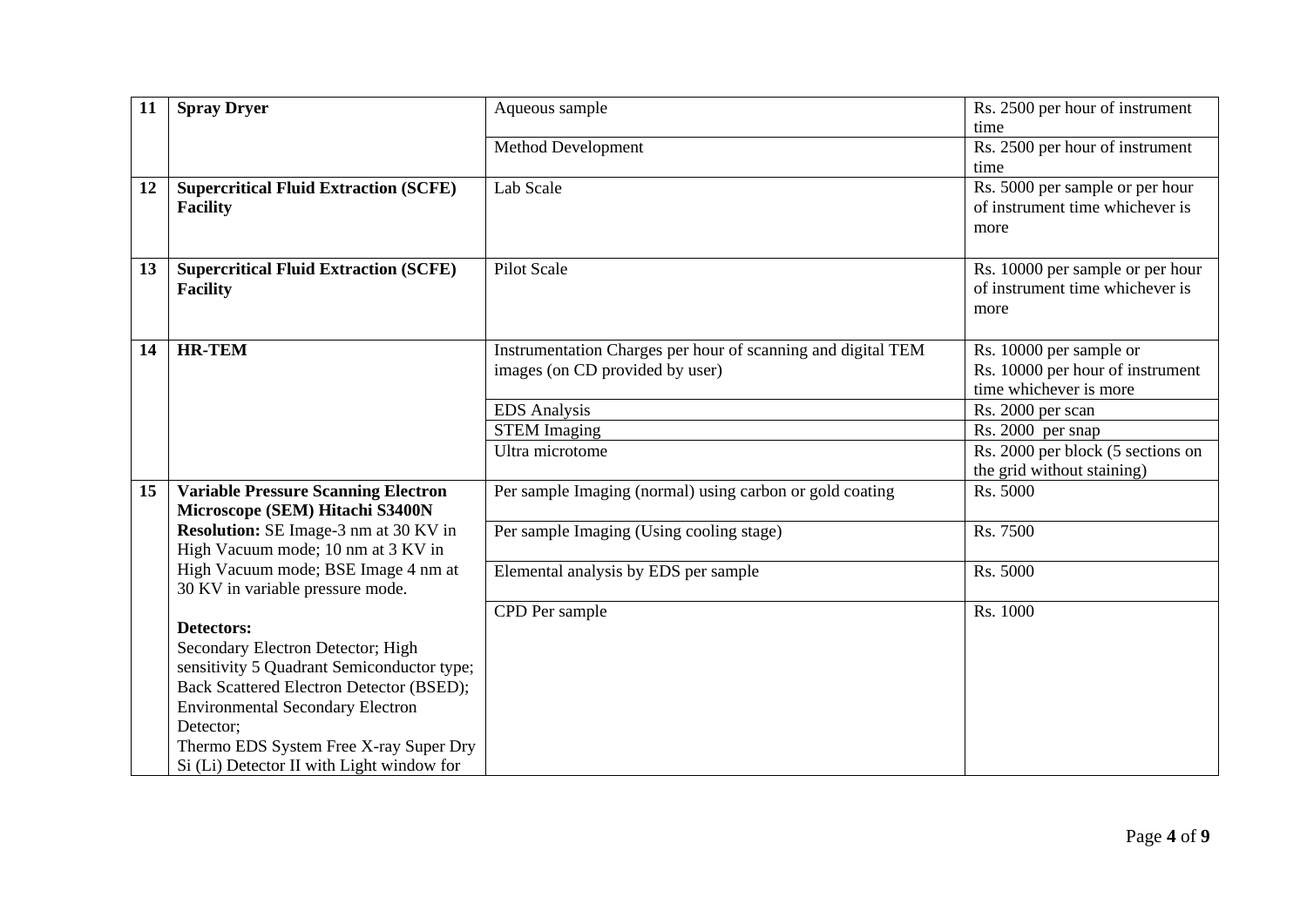| 11 | **Spray Dryer** | Aqueous sample | Rs. 2500 per hour of instrument time |
|---|---|---|---|
| | | Method Development | Rs. 2500 per hour of instrument time |
| 12 | **Supercritical Fluid Extraction (SCFE) Facility** | Lab Scale | Rs. 5000 per sample or per hour of instrument time whichever is more |
| 13 | **Supercritical Fluid Extraction (SCFE) Facility** | Pilot Scale | Rs. 10000 per sample or per hour of instrument time whichever is more |
| 14 | **HR-TEM** | Instrumentation Charges per hour of scanning and digital TEM images (on CD provided by user) | Rs. 10000 per sample or Rs. 10000 per hour of instrument time whichever is more |
| | | EDS Analysis | Rs. 2000 per scan |
| | | STEM Imaging | Rs. 2000 per snap |
| | | Ultra microtome | Rs. 2000 per block (5 sections on the grid without staining) |
| 15 | **Variable Pressure Scanning Electron Microscope (SEM) Hitachi S3400N** **Resolution:** SE Image-3 nm at 30 KV in High Vacuum mode; 10 nm at 3 KV in High Vacuum mode; BSE Image 4 nm at 30 KV in variable pressure mode. **Detectors:** Secondary Electron Detector; High sensitivity 5 Quadrant Semiconductor type; Back Scattered Electron Detector (BSED); Environmental Secondary Electron Detector; Thermo EDS System Free X-ray Super Dry Si (Li) Detector II with Light window for | Per sample Imaging (normal) using carbon or gold coating | Rs. 5000 |
| | | Per sample Imaging (Using cooling stage) | Rs. 7500 |
| | | Elemental analysis by EDS per sample | Rs. 5000 |
| | | CPD Per sample | Rs. 1000 |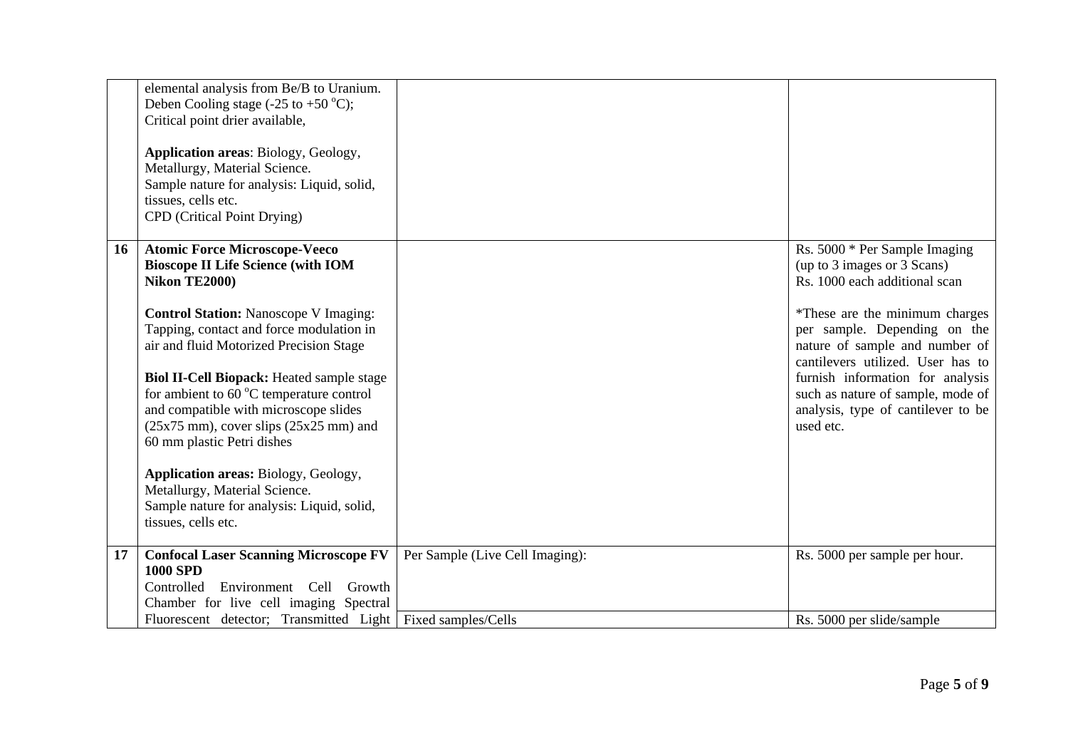| | | | |
|---|---|---|---|
| | elemental analysis from Be/B to Uranium.<br>Deben Cooling stage (-25 to +50 °C);<br>Critical point drier available,<br><br>**Application areas**: Biology, Geology, Metallurgy, Material Science.<br>Sample nature for analysis: Liquid, solid, tissues, cells etc.<br>CPD (Critical Point Drying) | | |
| **16** | **Atomic Force Microscope-Veeco Bioscope II Life Science (with IOM Nikon TE2000)**<br><br>**Control Station:** Nanoscope V Imaging: Tapping, contact and force modulation in air and fluid Motorized Precision Stage<br><br>**Biol II-Cell Biopack:** Heated sample stage for ambient to 60 °C temperature control and compatible with microscope slides (25x75 mm), cover slips (25x25 mm) and 60 mm plastic Petri dishes<br><br>**Application areas:** Biology, Geology, Metallurgy, Material Science.<br>Sample nature for analysis: Liquid, solid, tissues, cells etc. | | Rs. 5000 * Per Sample Imaging (up to 3 images or 3 Scans)<br>Rs. 1000 each additional scan<br><br>*These are the minimum charges per sample. Depending on the nature of sample and number of cantilevers utilized. User has to furnish information for analysis such as nature of sample, mode of analysis, type of cantilever to be used etc. |
| **17** | **Confocal Laser Scanning Microscope FV 1000 SPD**<br>Controlled Environment Cell Growth Chamber for live cell imaging Spectral Fluorescent detector; Transmitted Light | Per Sample (Live Cell Imaging):<br><br>Fixed samples/Cells | Rs. 5000 per sample per hour.<br><br>Rs. 5000 per slide/sample |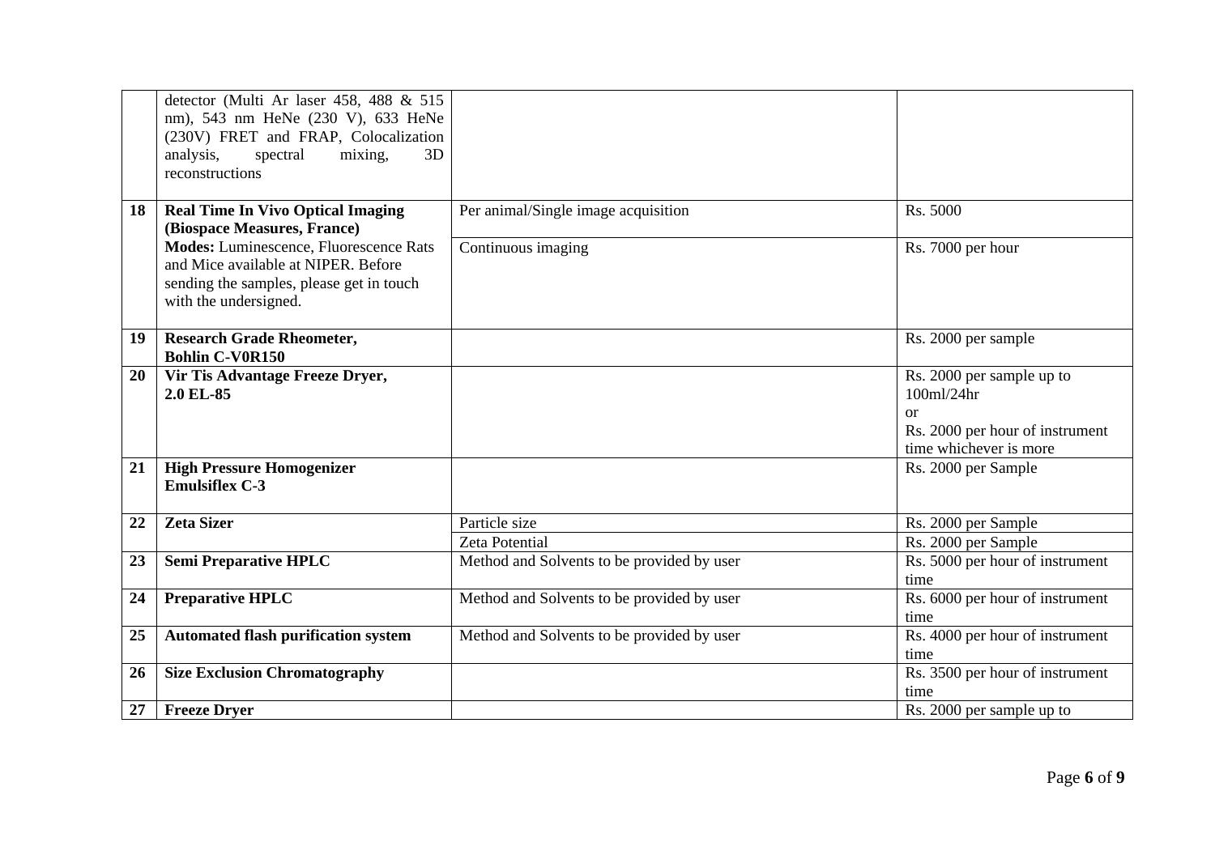| | | | |
|---|---|---|---|
| | detector (Multi Ar laser 458, 488 & 515 nm), 543 nm HeNe (230 V), 633 HeNe (230V) FRET and FRAP, Colocalization analysis, spectral mixing, 3D reconstructions | | |
| **18** | **Real Time In Vivo Optical Imaging (Biospace Measures, France)** **Modes:** Luminescence, Fluorescence Rats and Mice available at NIPER. Before sending the samples, please get in touch with the undersigned. | Per animal/Single image acquisition | Rs. 5000 |
| | | Continuous imaging | Rs. 7000 per hour |
| **19** | **Research Grade Rheometer, Bohlin C-V0R150** | | Rs. 2000 per sample |
| **20** | **Vir Tis Advantage Freeze Dryer, 2.0 EL-85** | | Rs. 2000 per sample up to 100ml/24hr or Rs. 2000 per hour of instrument time whichever is more |
| **21** | **High Pressure Homogenizer Emulsiflex C-3** | | Rs. 2000 per Sample |
| **22** | **Zeta Sizer** | Particle size | Rs. 2000 per Sample |
| | | Zeta Potential | Rs. 2000 per Sample |
| **23** | **Semi Preparative HPLC** | Method and Solvents to be provided by user | Rs. 5000 per hour of instrument time |
| **24** | **Preparative HPLC** | Method and Solvents to be provided by user | Rs. 6000 per hour of instrument time |
| **25** | **Automated flash purification system** | Method and Solvents to be provided by user | Rs. 4000 per hour of instrument time |
| **26** | **Size Exclusion Chromatography** | | Rs. 3500 per hour of instrument time |
| **27** | **Freeze Dryer** | | Rs. 2000 per sample up to |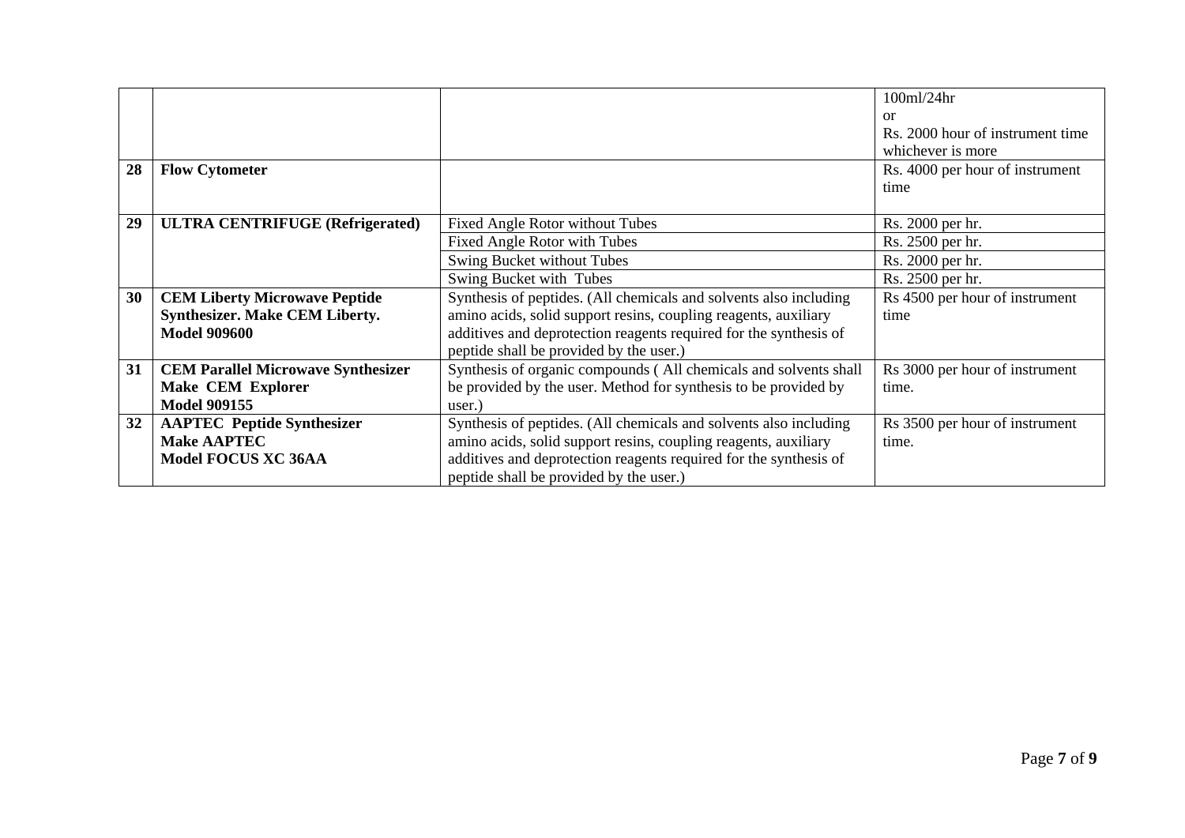| | | | |
|---|---|---|---|
| | | | 100ml/24hr<br>or<br>Rs. 2000 hour of instrument time whichever is more |
| **28** | **Flow Cytometer** | | Rs. 4000 per hour of instrument time |
| **29** | **ULTRA CENTRIFUGE (Refrigerated)** | Fixed Angle Rotor without Tubes | Rs. 2000 per hr. |
| | | Fixed Angle Rotor with Tubes | Rs. 2500 per hr. |
| | | Swing Bucket without Tubes | Rs. 2000 per hr. |
| | | Swing Bucket with Tubes | Rs. 2500 per hr. |
| **30** | **CEM Liberty Microwave Peptide Synthesizer. Make CEM Liberty. Model 909600** | Synthesis of peptides. (All chemicals and solvents also including amino acids, solid support resins, coupling reagents, auxiliary additives and deprotection reagents required for the synthesis of peptide shall be provided by the user.) | Rs 4500 per hour of instrument time |
| **31** | **CEM Parallel Microwave Synthesizer Make CEM Explorer Model 909155** | Synthesis of organic compounds ( All chemicals and solvents shall be provided by the user. Method for synthesis to be provided by user.) | Rs 3000 per hour of instrument time. |
| **32** | **AAPTEC Peptide Synthesizer Make AAPTEC Model FOCUS XC 36AA** | Synthesis of peptides. (All chemicals and solvents also including amino acids, solid support resins, coupling reagents, auxiliary additives and deprotection reagents required for the synthesis of peptide shall be provided by the user.) | Rs 3500 per hour of instrument time. |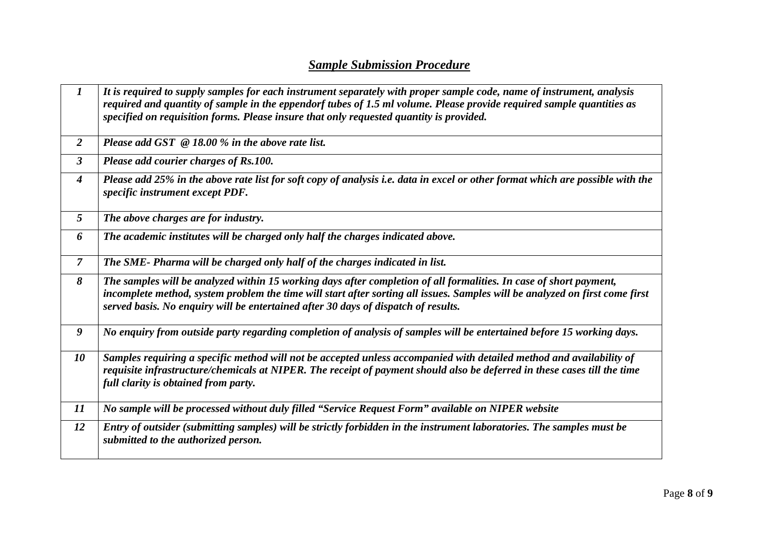## ***Sample Submission Procedure***

| | |
|---|---|
| ***1*** | ***It is required to supply samples for each instrument separately with proper sample code, name of instrument, analysis required and quantity of sample in the eppendorf tubes of 1.5 ml volume. Please provide required sample quantities as specified on requisition forms. Please insure that only requested quantity is provided.*** |
| ***2*** | ***Please add GST @ 18.00 % in the above rate list.*** |
| ***3*** | ***Please add courier charges of Rs.100.*** |
| ***4*** | ***Please add 25% in the above rate list for soft copy of analysis i.e. data in excel or other format which are possible with the specific instrument except PDF.*** |
| ***5*** | ***The above charges are for industry.*** |
| ***6*** | ***The academic institutes will be charged only half the charges indicated above.*** |
| ***7*** | ***The SME- Pharma will be charged only half of the charges indicated in list.*** |
| ***8*** | ***The samples will be analyzed within 15 working days after completion of all formalities. In case of short payment, incomplete method, system problem the time will start after sorting all issues. Samples will be analyzed on first come first served basis. No enquiry will be entertained after 30 days of dispatch of results.*** |
| ***9*** | ***No enquiry from outside party regarding completion of analysis of samples will be entertained before 15 working days.*** |
| ***10*** | ***Samples requiring a specific method will not be accepted unless accompanied with detailed method and availability of requisite infrastructure/chemicals at NIPER. The receipt of payment should also be deferred in these cases till the time full clarity is obtained from party.*** |
| ***11*** | ***No sample will be processed without duly filled "Service Request Form" available on NIPER website*** |
| ***12*** | ***Entry of outsider (submitting samples) will be strictly forbidden in the instrument laboratories. The samples must be submitted to the authorized person.*** |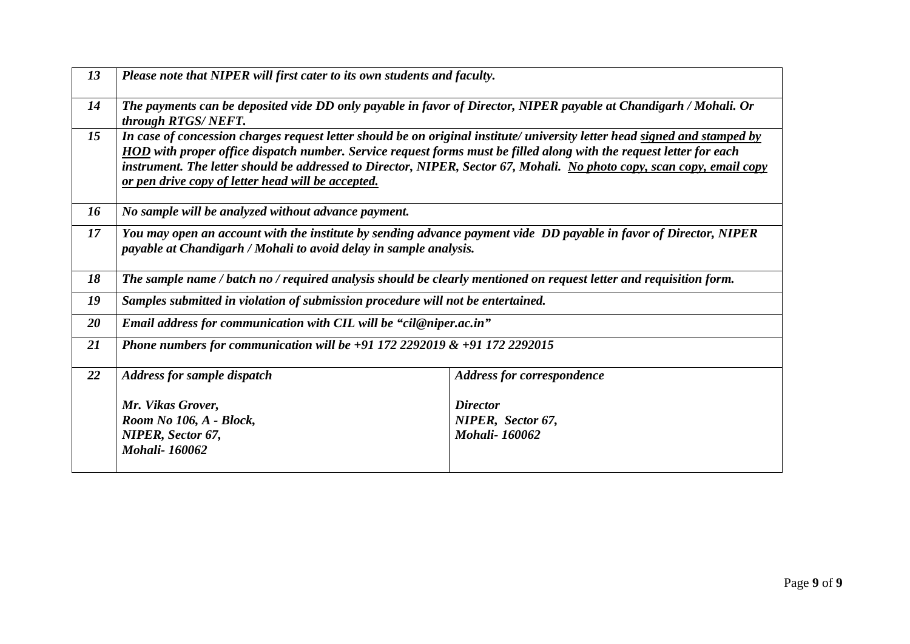| | | |
|---|---|---|
| ***13*** | ***Please note that NIPER will first cater to its own students and faculty.*** | |
| ***14*** | ***The payments can be deposited vide DD only payable in favor of Director, NIPER payable at Chandigarh / Mohali. Or through RTGS/ NEFT.*** | |
| ***15*** | ***In case of concession charges request letter should be on original institute/ university letter head <u>signed and stamped by HOD</u> with proper office dispatch number. Service request forms must be filled along with the request letter for each instrument. The letter should be addressed to Director, NIPER, Sector 67, Mohali. <u>No photo copy, scan copy, email copy or pen drive copy of letter head will be accepted.</u>*** | |
| ***16*** | ***No sample will be analyzed without advance payment.*** | |
| ***17*** | ***You may open an account with the institute by sending advance payment vide DD payable in favor of Director, NIPER payable at Chandigarh / Mohali to avoid delay in sample analysis.*** | |
| ***18*** | ***The sample name / batch no / required analysis should be clearly mentioned on request letter and requisition form.*** | |
| ***19*** | ***Samples submitted in violation of submission procedure will not be entertained.*** | |
| ***20*** | ***Email address for communication with CIL will be "cil@niper.ac.in"*** | |
| ***21*** | ***Phone numbers for communication will be +91 172 2292019 & +91 172 2292015*** | |
| ***22*** | ***Address for sample dispatch***<br><br>***Mr. Vikas Grover,***<br>***Room No 106, A - Block,***<br>***NIPER, Sector 67,***<br>***Mohali- 160062*** | ***Address for correspondence***<br><br>***Director***<br>***NIPER, Sector 67,***<br>***Mohali- 160062*** |